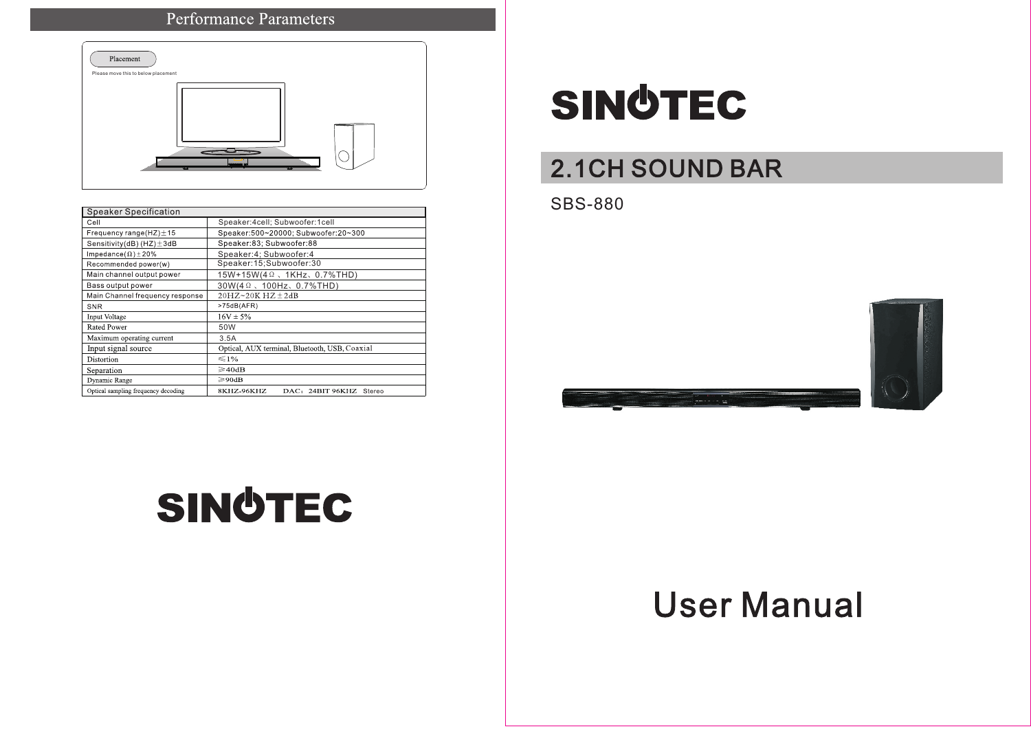# Performance Parameters

Placement

Please move this to below placement

| Speaker Specification | |
|---|---|
| Cell | Speaker:4cell; Subwoofer:1cell |
| Frequency range(HZ)±15 | Speaker:500~20000; Subwoofer:20~300 |
| Sensitivity(dB) (HZ)±3dB | Speaker:83; Subwoofer:88 |
| Impedance(Ω)±20% | Speaker:4; Subwoofer:4 |
| Recommended power(w) | Speaker:15;Subwoofer:30 |
| Main channel output power | 15W+15W(4Ω、1KHz、0.7%THD) |
| Bass output power | 30W(4Ω、100Hz、0.7%THD) |
| Main Channel frequency response | 20HZ~20K HZ±2dB |
| SNR | >75dB(AFR) |
| Input Voltage | 16V ± 5% |
| Rated Power | 50W |
| Maximum operating current | 3.5A |
| Input signal source | Optical, AUX terminal, Bluetooth, USB, Coaxial |
| Distortion | ≤1% |
| Separation | ≥40dB |
| Dynamic Range | ≥90dB |
| Optical sampling frequency decoding | 8KHZ-96KHZ DAC：24BIT 96KHZ Stereo |

SINOTEC

SINOTEC

# 2.1CH SOUND BAR

SBS-880

# User Manual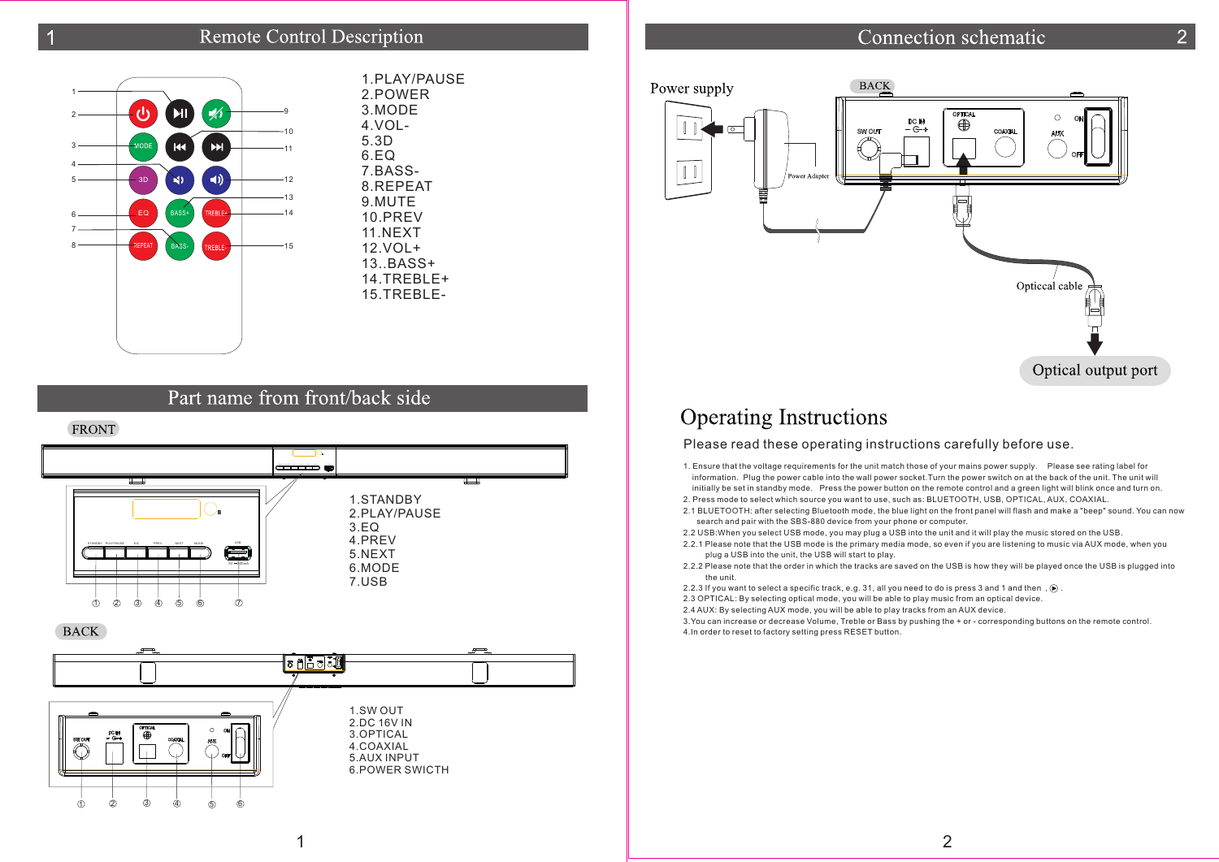# Remote Control Description

1. PLAY/PAUSE
2. POWER
3. MODE
4. VOL-
5. 3D
6. EQ
7. BASS-
8. REPEAT
9. MUTE
10. PREV
11. NEXT
12. VOL+
13. .BASS+
14. TREBLE+
15. TREBLE-

# Part name from front/back side

FRONT

1. STANDBY
2. PLAY/PAUSE
3. EQ
4. PREV
5. NEXT
6. MODE
7. USB

BACK

1. SW OUT
2. DC 16V IN
3. OPTICAL
4. COAXIAL
5. AUX INPUT
6. POWER SWICTH

# Connection schematic

Power supply

BACK

Power Adapter

Opticcal cable

Optical output port

# Operating Instructions

Please read these operating instructions carefully before use.

1. Ensure that the voltage requirements for the unit match those of your mains power supply. Please see rating label for information. Plug the power cable into the wall power socket.Turn the power switch on at the back of the unit. The unit will initially be set in standby mode. Press the power button on the remote control and a green light will blink once and turn on.

2. Press mode to select which source you want to use, such as: BLUETOOTH, USB, OPTICAL, AUX, COAXIAL.

2.1 BLUETOOTH: after selecting Bluetooth mode, the blue light on the front panel will flash and make a "beep" sound. You can now search and pair with the SBS-880 device from your phone or computer.

2.2 USB:When you select USB mode, you may plug a USB into the unit and it will play the music stored on the USB.

2.2.1 Please note that the USB mode is the primary media mode, so even if you are listening to music via AUX mode, when you plug a USB into the unit, the USB will start to play.

2.2.2 Please note that the order in which the tracks are saved on the USB is how they will be played once the USB is plugged into the unit.

2.2.3 If you want to select a specific track, e.g. 31, all you need to do is press 3 and 1 and then , ▶ .

2.3 OPTICAL: By selecting optical mode, you will be able to play music from an optical device.

2.4 AUX: By selecting AUX mode, you will be able to play tracks from an AUX device.

3. You can increase or decrease Volume, Treble or Bass by pushing the + or - corresponding buttons on the remote control.

4. In order to reset to factory setting press RESET button.